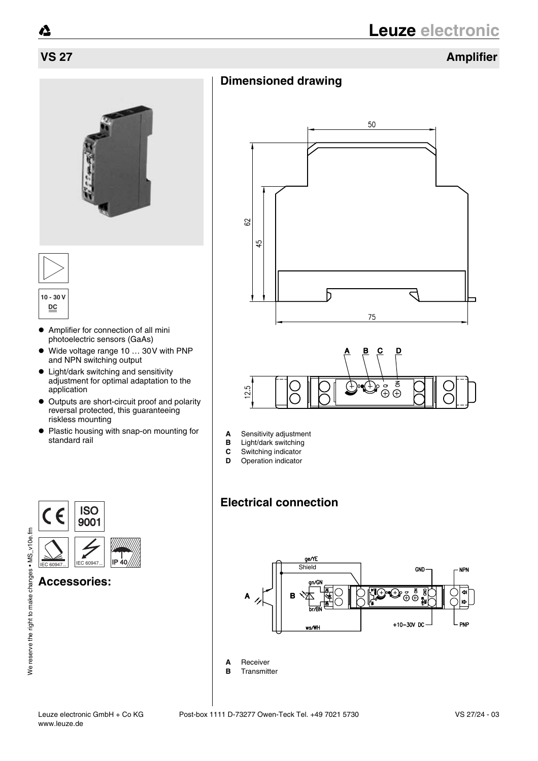# VS 27

## Amplifier

10 - 30 V DC

- Amplifier for connection of all mini photoelectric sensors (GaAs)
- Wide voltage range 10 … 30V with PNP and NPN switching output
- Light/dark switching and sensitivity adjustment for optimal adaptation to the application
- Outputs are short-circuit proof and polarity reversal protected, this guaranteeing riskless mounting
- Plastic housing with snap-on mounting for standard rail

ISO 9001

IEC 60947... IEC 60947... IP 40

## Accessories:

## Dimensioned drawing

50

62

45

75

12.5

**A** Sensitivity adjustment
**B** Light/dark switching
**C** Switching indicator
**D** Operation indicator

## Electrical connection

ge/YE
Shield
gn/GN
br/BN
ws/WH
GND
+10-30V DC
NPN
PNP

**A** Receiver
**B** Transmitter

We reserve the right to make changes • MS_v10e.fm

Leuze electronic GmbH + Co KG Post-box 1111 D-73277 Owen-Teck Tel. +49 7021 5730 VS 27/24 - 03
www.leuze.de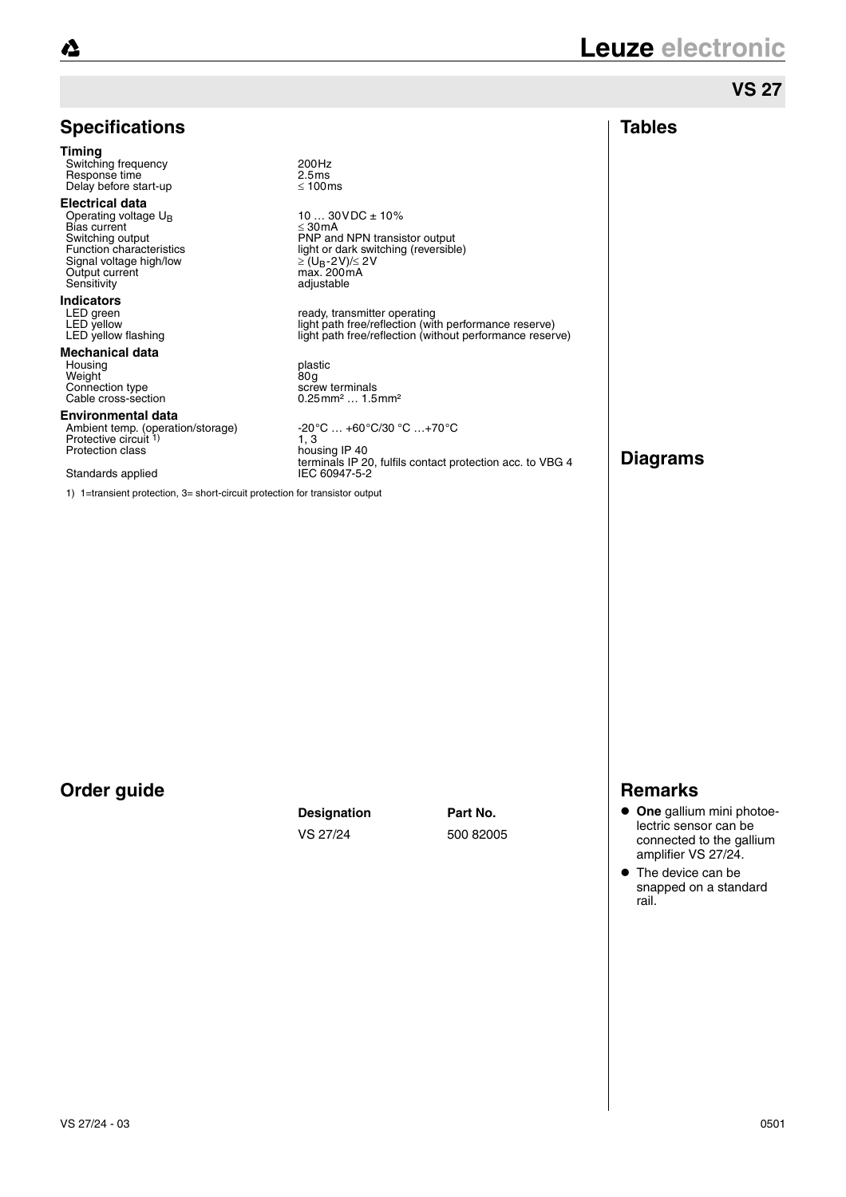# VS 27

## Specifications

| | |
|---|---|
| **Timing** | |
| Switching frequency | 200Hz |
| Response time | 2.5ms |
| Delay before start-up | ≤ 100ms |
| **Electrical data** | |
| Operating voltage $U_B$ | 10 … 30VDC ± 10% |
| Bias current | ≤ 30mA |
| Switching output | PNP and NPN transistor output |
| Function characteristics | light or dark switching (reversible) |
| Signal voltage high/low | ≥ ($U_B$-2V)/≤ 2V |
| Output current | max. 200mA |
| Sensitivity | adjustable |
| **Indicators** | |
| LED green | ready, transmitter operating |
| LED yellow | light path free/reflection (with performance reserve) |
| LED yellow flashing | light path free/reflection (without performance reserve) |
| **Mechanical data** | |
| Housing | plastic |
| Weight | 80g |
| Connection type | screw terminals |
| Cable cross-section | 0.25mm² … 1.5mm² |
| **Environmental data** | |
| Ambient temp. (operation/storage) | -20°C … +60°C/30 °C …+70°C |
| Protective circuit [1] | 1, 3 |
| Protection class | housing IP 40<br>terminals IP 20, fulfils contact protection acc. to VBG 4 |
| Standards applied | IEC 60947-5-2 |

1) 1=transient protection, 3= short-circuit protection for transistor output

## Tables

## Diagrams

## Order guide

| Designation | Part No. |
|---|---|
| VS 27/24 | 500 82005 |

## Remarks

- **One** gallium mini photoelectric sensor can be connected to the gallium amplifier VS 27/24.
- The device can be snapped on a standard rail.

VS 27/24 - 03

0501